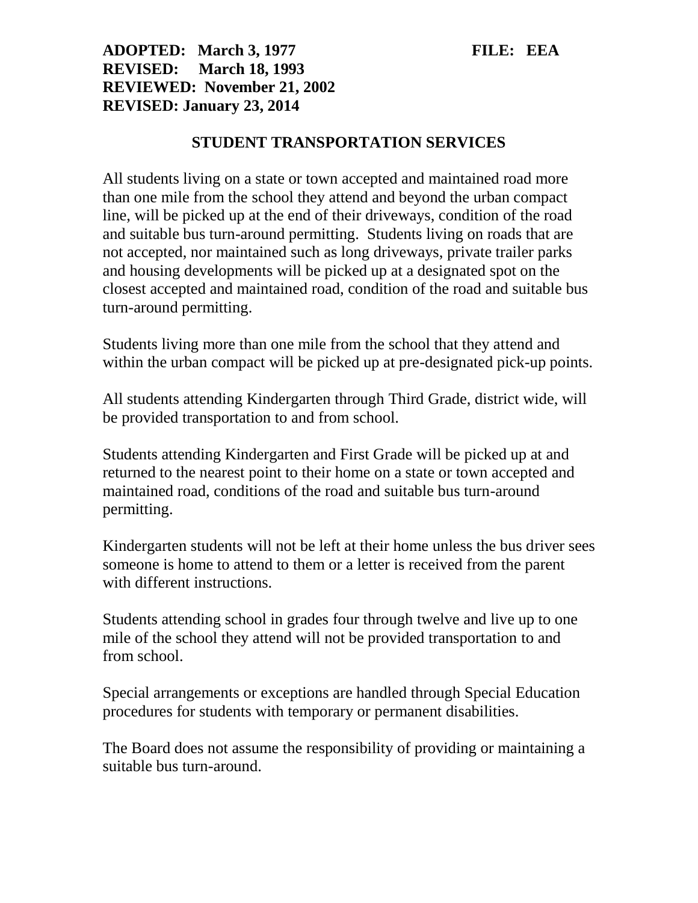**ADOPTED: March 3, 1977** **FILE: EEA**
**REVISED: March 18, 1993**
**REVIEWED: November 21, 2002**
**REVISED: January 23, 2014**

## STUDENT TRANSPORTATION SERVICES

All students living on a state or town accepted and maintained road more than one mile from the school they attend and beyond the urban compact line, will be picked up at the end of their driveways, condition of the road and suitable bus turn-around permitting. Students living on roads that are not accepted, nor maintained such as long driveways, private trailer parks and housing developments will be picked up at a designated spot on the closest accepted and maintained road, condition of the road and suitable bus turn-around permitting.

Students living more than one mile from the school that they attend and within the urban compact will be picked up at pre-designated pick-up points.

All students attending Kindergarten through Third Grade, district wide, will be provided transportation to and from school.

Students attending Kindergarten and First Grade will be picked up at and returned to the nearest point to their home on a state or town accepted and maintained road, conditions of the road and suitable bus turn-around permitting.

Kindergarten students will not be left at their home unless the bus driver sees someone is home to attend to them or a letter is received from the parent with different instructions.

Students attending school in grades four through twelve and live up to one mile of the school they attend will not be provided transportation to and from school.

Special arrangements or exceptions are handled through Special Education procedures for students with temporary or permanent disabilities.

The Board does not assume the responsibility of providing or maintaining a suitable bus turn-around.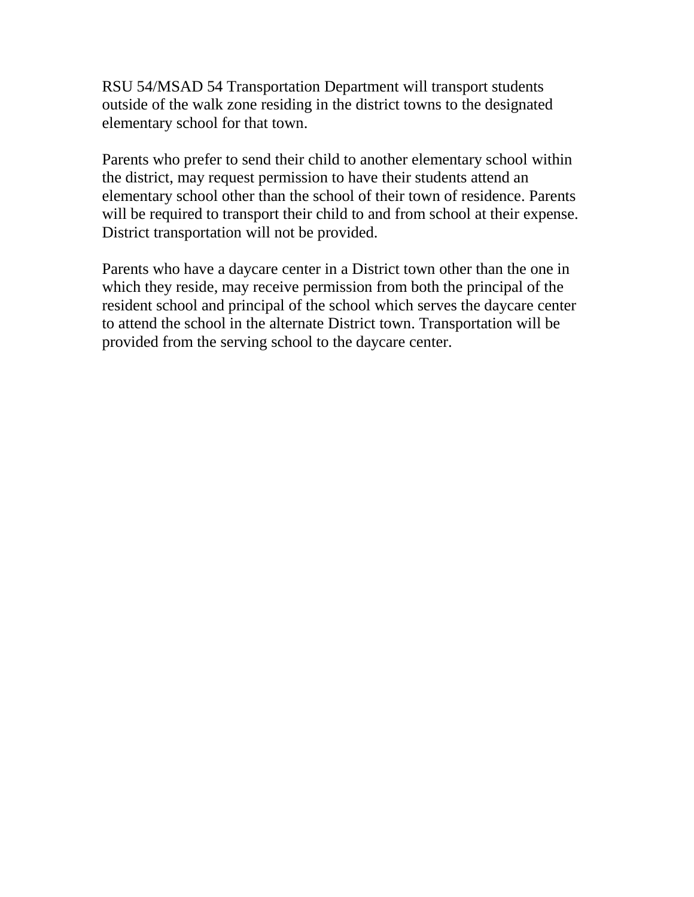RSU 54/MSAD 54 Transportation Department will transport students outside of the walk zone residing in the district towns to the designated elementary school for that town.

Parents who prefer to send their child to another elementary school within the district, may request permission to have their students attend an elementary school other than the school of their town of residence. Parents will be required to transport their child to and from school at their expense. District transportation will not be provided.

Parents who have a daycare center in a District town other than the one in which they reside, may receive permission from both the principal of the resident school and principal of the school which serves the daycare center to attend the school in the alternate District town. Transportation will be provided from the serving school to the daycare center.